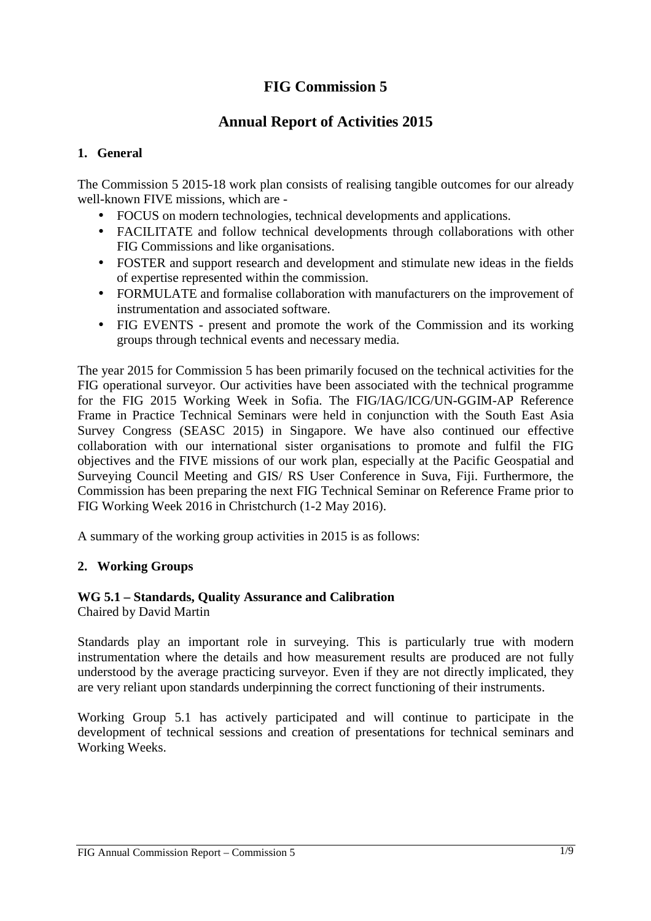# FIG Commission 5

## Annual Report of Activities 2015

### 1. General

The Commission 5 2015-18 work plan consists of realising tangible outcomes for our already well-known FIVE missions, which are -

- FOCUS on modern technologies, technical developments and applications.
- FACILITATE and follow technical developments through collaborations with other FIG Commissions and like organisations.
- FOSTER and support research and development and stimulate new ideas in the fields of expertise represented within the commission.
- FORMULATE and formalise collaboration with manufacturers on the improvement of instrumentation and associated software.
- FIG EVENTS - present and promote the work of the Commission and its working groups through technical events and necessary media.

The year 2015 for Commission 5 has been primarily focused on the technical activities for the FIG operational surveyor. Our activities have been associated with the technical programme for the FIG 2015 Working Week in Sofia. The FIG/IAG/ICG/UN-GGIM-AP Reference Frame in Practice Technical Seminars were held in conjunction with the South East Asia Survey Congress (SEASC 2015) in Singapore. We have also continued our effective collaboration with our international sister organisations to promote and fulfil the FIG objectives and the FIVE missions of our work plan, especially at the Pacific Geospatial and Surveying Council Meeting and GIS/ RS User Conference in Suva, Fiji. Furthermore, the Commission has been preparing the next FIG Technical Seminar on Reference Frame prior to FIG Working Week 2016 in Christchurch (1-2 May 2016).

A summary of the working group activities in 2015 is as follows:

### 2. Working Groups

**WG 5.1 – Standards, Quality Assurance and Calibration**
Chaired by David Martin

Standards play an important role in surveying. This is particularly true with modern instrumentation where the details and how measurement results are produced are not fully understood by the average practicing surveyor. Even if they are not directly implicated, they are very reliant upon standards underpinning the correct functioning of their instruments.

Working Group 5.1 has actively participated and will continue to participate in the development of technical sessions and creation of presentations for technical seminars and Working Weeks.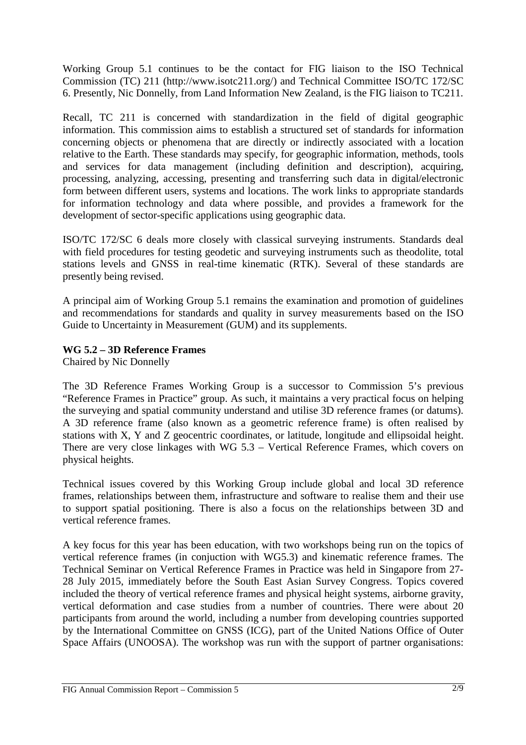Working Group 5.1 continues to be the contact for FIG liaison to the ISO Technical Commission (TC) 211 (http://www.isotc211.org/) and Technical Committee ISO/TC 172/SC 6. Presently, Nic Donnelly, from Land Information New Zealand, is the FIG liaison to TC211.

Recall, TC 211 is concerned with standardization in the field of digital geographic information. This commission aims to establish a structured set of standards for information concerning objects or phenomena that are directly or indirectly associated with a location relative to the Earth. These standards may specify, for geographic information, methods, tools and services for data management (including definition and description), acquiring, processing, analyzing, accessing, presenting and transferring such data in digital/electronic form between different users, systems and locations. The work links to appropriate standards for information technology and data where possible, and provides a framework for the development of sector-specific applications using geographic data.

ISO/TC 172/SC 6 deals more closely with classical surveying instruments. Standards deal with field procedures for testing geodetic and surveying instruments such as theodolite, total stations levels and GNSS in real-time kinematic (RTK). Several of these standards are presently being revised.

A principal aim of Working Group 5.1 remains the examination and promotion of guidelines and recommendations for standards and quality in survey measurements based on the ISO Guide to Uncertainty in Measurement (GUM) and its supplements.

**WG 5.2 – 3D Reference Frames**
Chaired by Nic Donnelly

The 3D Reference Frames Working Group is a successor to Commission 5's previous "Reference Frames in Practice" group. As such, it maintains a very practical focus on helping the surveying and spatial community understand and utilise 3D reference frames (or datums). A 3D reference frame (also known as a geometric reference frame) is often realised by stations with X, Y and Z geocentric coordinates, or latitude, longitude and ellipsoidal height. There are very close linkages with WG 5.3 – Vertical Reference Frames, which covers on physical heights.

Technical issues covered by this Working Group include global and local 3D reference frames, relationships between them, infrastructure and software to realise them and their use to support spatial positioning. There is also a focus on the relationships between 3D and vertical reference frames.

A key focus for this year has been education, with two workshops being run on the topics of vertical reference frames (in conjuction with WG5.3) and kinematic reference frames. The Technical Seminar on Vertical Reference Frames in Practice was held in Singapore from 27-28 July 2015, immediately before the South East Asian Survey Congress. Topics covered included the theory of vertical reference frames and physical height systems, airborne gravity, vertical deformation and case studies from a number of countries. There were about 20 participants from around the world, including a number from developing countries supported by the International Committee on GNSS (ICG), part of the United Nations Office of Outer Space Affairs (UNOOSA). The workshop was run with the support of partner organisations: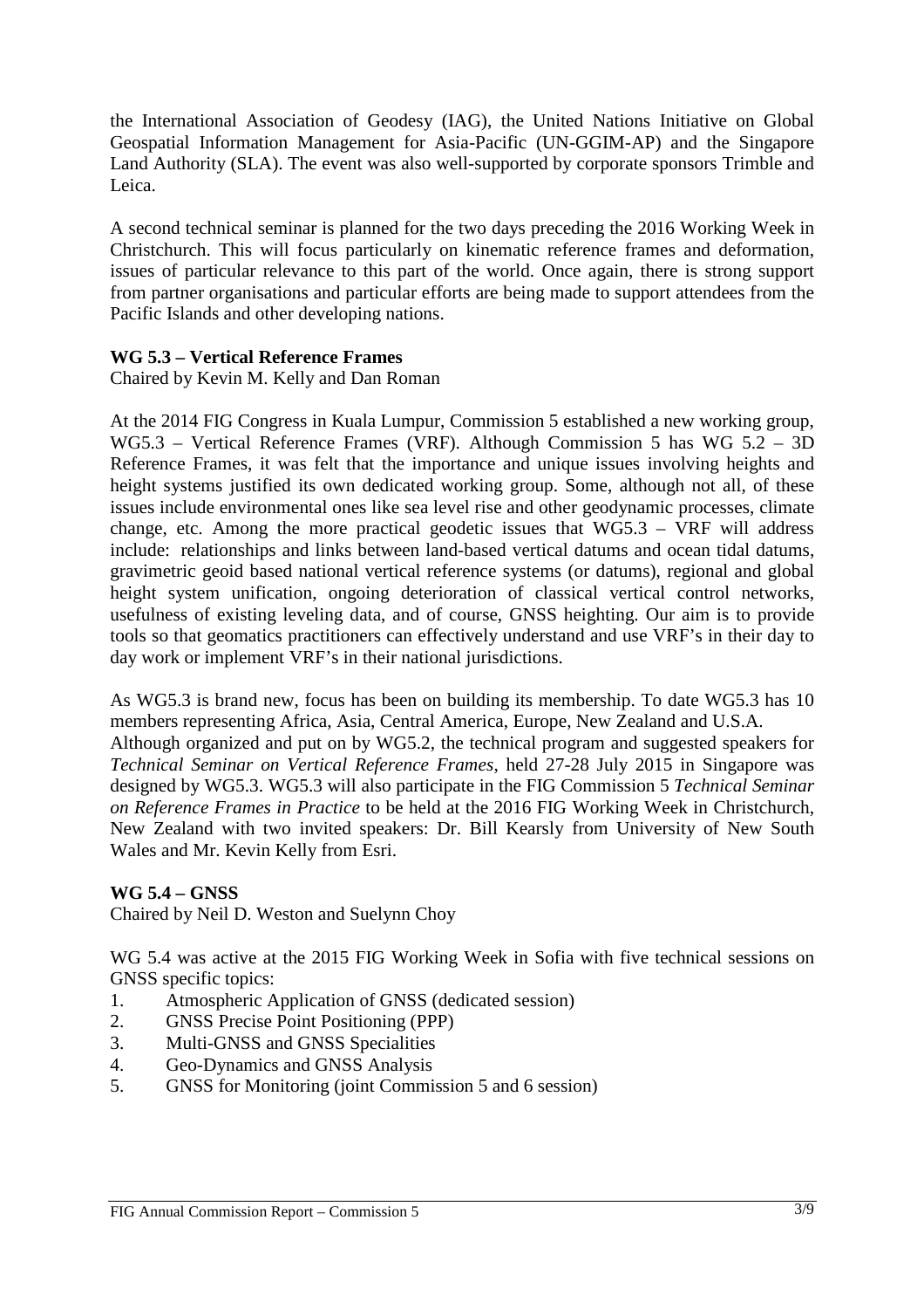the International Association of Geodesy (IAG), the United Nations Initiative on Global Geospatial Information Management for Asia-Pacific (UN-GGIM-AP) and the Singapore Land Authority (SLA). The event was also well-supported by corporate sponsors Trimble and Leica.

A second technical seminar is planned for the two days preceding the 2016 Working Week in Christchurch. This will focus particularly on kinematic reference frames and deformation, issues of particular relevance to this part of the world. Once again, there is strong support from partner organisations and particular efforts are being made to support attendees from the Pacific Islands and other developing nations.

**WG 5.3 – Vertical Reference Frames**

Chaired by Kevin M. Kelly and Dan Roman

At the 2014 FIG Congress in Kuala Lumpur, Commission 5 established a new working group, WG5.3 – Vertical Reference Frames (VRF). Although Commission 5 has WG 5.2 – 3D Reference Frames, it was felt that the importance and unique issues involving heights and height systems justified its own dedicated working group. Some, although not all, of these issues include environmental ones like sea level rise and other geodynamic processes, climate change, etc. Among the more practical geodetic issues that WG5.3 – VRF will address include: relationships and links between land-based vertical datums and ocean tidal datums, gravimetric geoid based national vertical reference systems (or datums), regional and global height system unification, ongoing deterioration of classical vertical control networks, usefulness of existing leveling data, and of course, GNSS heighting. Our aim is to provide tools so that geomatics practitioners can effectively understand and use VRF's in their day to day work or implement VRF's in their national jurisdictions.

As WG5.3 is brand new, focus has been on building its membership. To date WG5.3 has 10 members representing Africa, Asia, Central America, Europe, New Zealand and U.S.A.
Although organized and put on by WG5.2, the technical program and suggested speakers for *Technical Seminar on Vertical Reference Frames*, held 27-28 July 2015 in Singapore was designed by WG5.3. WG5.3 will also participate in the FIG Commission 5 *Technical Seminar on Reference Frames in Practice* to be held at the 2016 FIG Working Week in Christchurch, New Zealand with two invited speakers: Dr. Bill Kearsly from University of New South Wales and Mr. Kevin Kelly from Esri.

**WG 5.4 – GNSS**

Chaired by Neil D. Weston and Suelynn Choy

WG 5.4 was active at the 2015 FIG Working Week in Sofia with five technical sessions on GNSS specific topics:

1. Atmospheric Application of GNSS (dedicated session)
2. GNSS Precise Point Positioning (PPP)
3. Multi-GNSS and GNSS Specialities
4. Geo-Dynamics and GNSS Analysis
5. GNSS for Monitoring (joint Commission 5 and 6 session)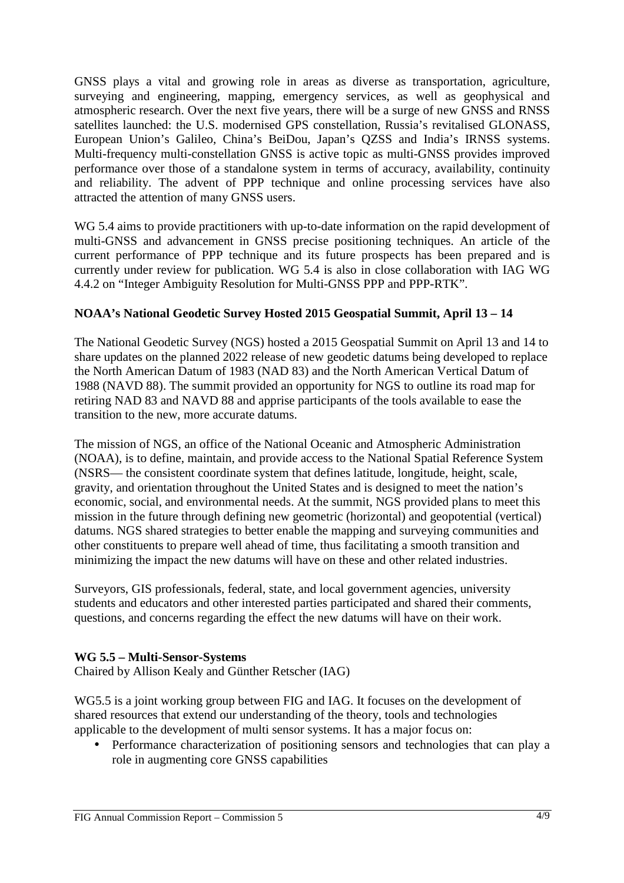GNSS plays a vital and growing role in areas as diverse as transportation, agriculture, surveying and engineering, mapping, emergency services, as well as geophysical and atmospheric research. Over the next five years, there will be a surge of new GNSS and RNSS satellites launched: the U.S. modernised GPS constellation, Russia's revitalised GLONASS, European Union's Galileo, China's BeiDou, Japan's QZSS and India's IRNSS systems. Multi-frequency multi-constellation GNSS is active topic as multi-GNSS provides improved performance over those of a standalone system in terms of accuracy, availability, continuity and reliability. The advent of PPP technique and online processing services have also attracted the attention of many GNSS users.

WG 5.4 aims to provide practitioners with up-to-date information on the rapid development of multi-GNSS and advancement in GNSS precise positioning techniques. An article of the current performance of PPP technique and its future prospects has been prepared and is currently under review for publication. WG 5.4 is also in close collaboration with IAG WG 4.4.2 on "Integer Ambiguity Resolution for Multi-GNSS PPP and PPP-RTK".

**NOAA's National Geodetic Survey Hosted 2015 Geospatial Summit, April 13 – 14**

The National Geodetic Survey (NGS) hosted a 2015 Geospatial Summit on April 13 and 14 to share updates on the planned 2022 release of new geodetic datums being developed to replace the North American Datum of 1983 (NAD 83) and the North American Vertical Datum of 1988 (NAVD 88). The summit provided an opportunity for NGS to outline its road map for retiring NAD 83 and NAVD 88 and apprise participants of the tools available to ease the transition to the new, more accurate datums.

The mission of NGS, an office of the National Oceanic and Atmospheric Administration (NOAA), is to define, maintain, and provide access to the National Spatial Reference System (NSRS— the consistent coordinate system that defines latitude, longitude, height, scale, gravity, and orientation throughout the United States and is designed to meet the nation's economic, social, and environmental needs. At the summit, NGS provided plans to meet this mission in the future through defining new geometric (horizontal) and geopotential (vertical) datums. NGS shared strategies to better enable the mapping and surveying communities and other constituents to prepare well ahead of time, thus facilitating a smooth transition and minimizing the impact the new datums will have on these and other related industries.

Surveyors, GIS professionals, federal, state, and local government agencies, university students and educators and other interested parties participated and shared their comments, questions, and concerns regarding the effect the new datums will have on their work.

**WG 5.5 – Multi-Sensor-Systems**
Chaired by Allison Kealy and Günther Retscher (IAG)

WG5.5 is a joint working group between FIG and IAG. It focuses on the development of shared resources that extend our understanding of the theory, tools and technologies applicable to the development of multi sensor systems. It has a major focus on:

- Performance characterization of positioning sensors and technologies that can play a role in augmenting core GNSS capabilities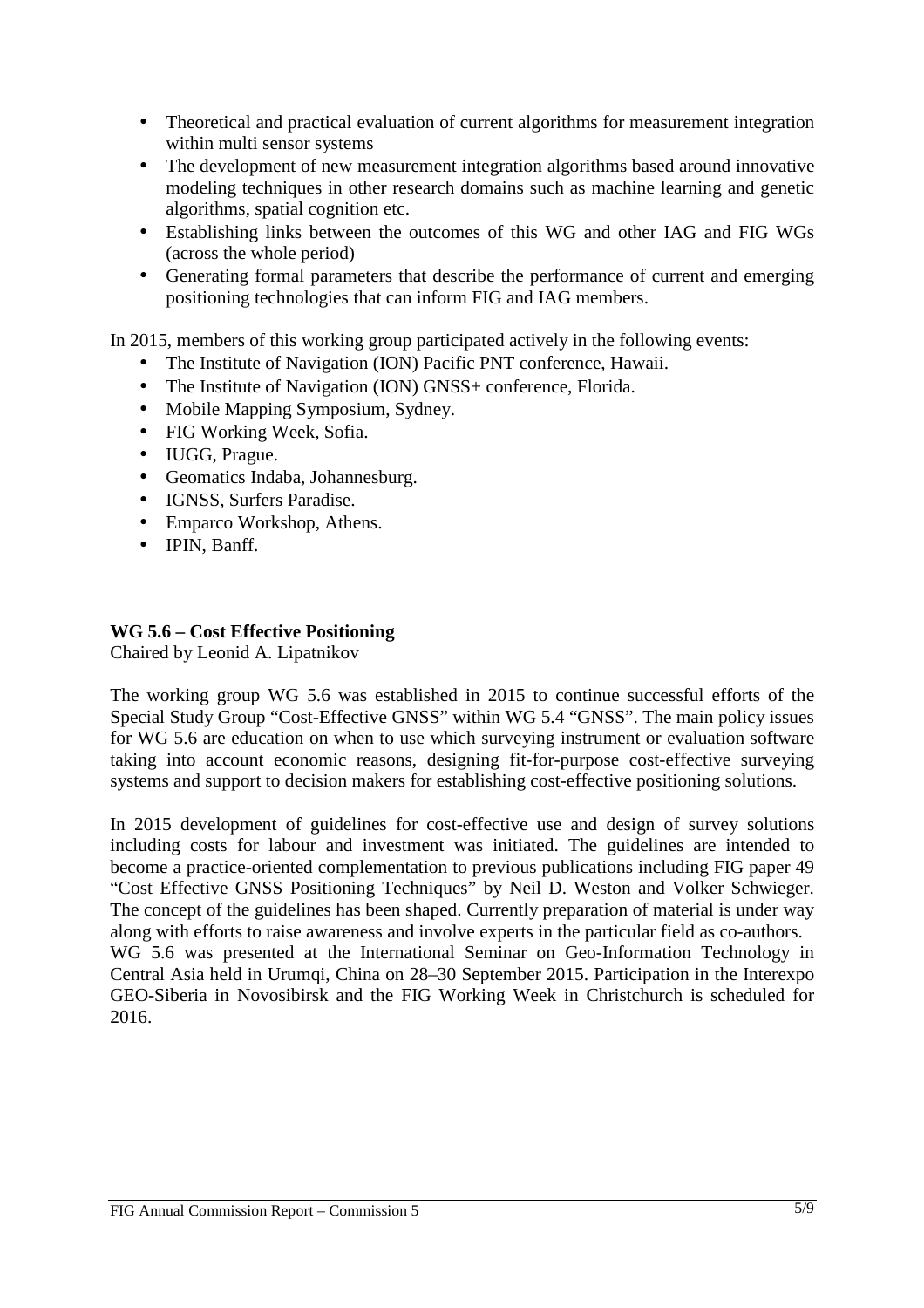- Theoretical and practical evaluation of current algorithms for measurement integration within multi sensor systems
- The development of new measurement integration algorithms based around innovative modeling techniques in other research domains such as machine learning and genetic algorithms, spatial cognition etc.
- Establishing links between the outcomes of this WG and other IAG and FIG WGs (across the whole period)
- Generating formal parameters that describe the performance of current and emerging positioning technologies that can inform FIG and IAG members.

In 2015, members of this working group participated actively in the following events:

- The Institute of Navigation (ION) Pacific PNT conference, Hawaii.
- The Institute of Navigation (ION) GNSS+ conference, Florida.
- Mobile Mapping Symposium, Sydney.
- FIG Working Week, Sofia.
- IUGG, Prague.
- Geomatics Indaba, Johannesburg.
- IGNSS, Surfers Paradise.
- Emparco Workshop, Athens.
- IPIN, Banff.

**WG 5.6 – Cost Effective Positioning**
Chaired by Leonid A. Lipatnikov

The working group WG 5.6 was established in 2015 to continue successful efforts of the Special Study Group "Cost-Effective GNSS" within WG 5.4 "GNSS". The main policy issues for WG 5.6 are education on when to use which surveying instrument or evaluation software taking into account economic reasons, designing fit-for-purpose cost-effective surveying systems and support to decision makers for establishing cost-effective positioning solutions.

In 2015 development of guidelines for cost-effective use and design of survey solutions including costs for labour and investment was initiated. The guidelines are intended to become a practice-oriented complementation to previous publications including FIG paper 49 "Cost Effective GNSS Positioning Techniques" by Neil D. Weston and Volker Schwieger. The concept of the guidelines has been shaped. Currently preparation of material is under way along with efforts to raise awareness and involve experts in the particular field as co-authors.
WG 5.6 was presented at the International Seminar on Geo-Information Technology in Central Asia held in Urumqi, China on 28–30 September 2015. Participation in the Interexpo GEO-Siberia in Novosibirsk and the FIG Working Week in Christchurch is scheduled for 2016.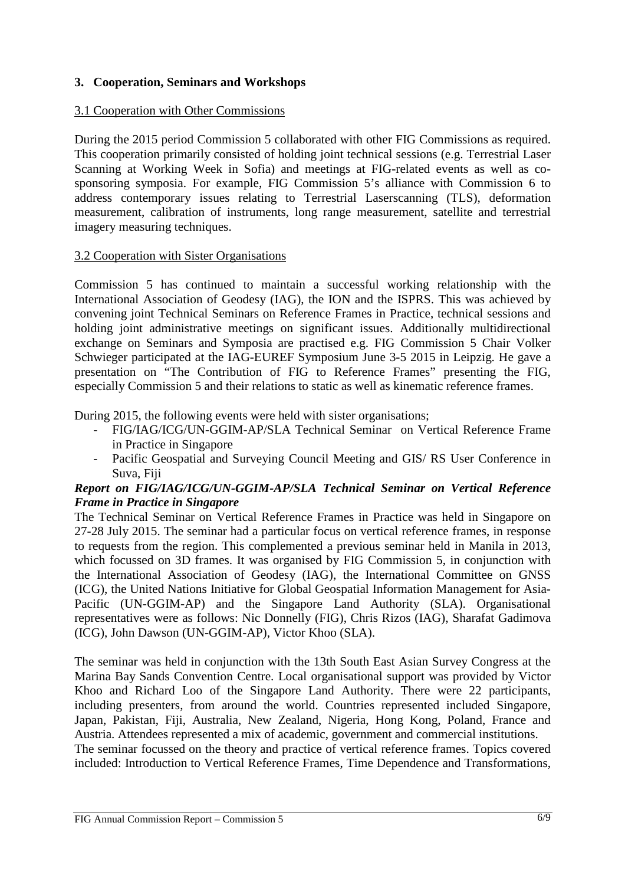## 3. Cooperation, Seminars and Workshops

### 3.1 Cooperation with Other Commissions

During the 2015 period Commission 5 collaborated with other FIG Commissions as required. This cooperation primarily consisted of holding joint technical sessions (e.g. Terrestrial Laser Scanning at Working Week in Sofia) and meetings at FIG-related events as well as co-sponsoring symposia. For example, FIG Commission 5's alliance with Commission 6 to address contemporary issues relating to Terrestrial Laserscanning (TLS), deformation measurement, calibration of instruments, long range measurement, satellite and terrestrial imagery measuring techniques.

### 3.2 Cooperation with Sister Organisations

Commission 5 has continued to maintain a successful working relationship with the International Association of Geodesy (IAG), the ION and the ISPRS. This was achieved by convening joint Technical Seminars on Reference Frames in Practice, technical sessions and holding joint administrative meetings on significant issues. Additionally multidirectional exchange on Seminars and Symposia are practised e.g. FIG Commission 5 Chair Volker Schwieger participated at the IAG-EUREF Symposium June 3-5 2015 in Leipzig. He gave a presentation on "The Contribution of FIG to Reference Frames" presenting the FIG, especially Commission 5 and their relations to static as well as kinematic reference frames.

During 2015, the following events were held with sister organisations;

- FIG/IAG/ICG/UN-GGIM-AP/SLA Technical Seminar on Vertical Reference Frame in Practice in Singapore
- Pacific Geospatial and Surveying Council Meeting and GIS/ RS User Conference in Suva, Fiji

***Report on FIG/IAG/ICG/UN-GGIM-AP/SLA Technical Seminar on Vertical Reference Frame in Practice in Singapore***

The Technical Seminar on Vertical Reference Frames in Practice was held in Singapore on 27-28 July 2015. The seminar had a particular focus on vertical reference frames, in response to requests from the region. This complemented a previous seminar held in Manila in 2013, which focussed on 3D frames. It was organised by FIG Commission 5, in conjunction with the International Association of Geodesy (IAG), the International Committee on GNSS (ICG), the United Nations Initiative for Global Geospatial Information Management for Asia-Pacific (UN-GGIM-AP) and the Singapore Land Authority (SLA). Organisational representatives were as follows: Nic Donnelly (FIG), Chris Rizos (IAG), Sharafat Gadimova (ICG), John Dawson (UN-GGIM-AP), Victor Khoo (SLA).

The seminar was held in conjunction with the 13th South East Asian Survey Congress at the Marina Bay Sands Convention Centre. Local organisational support was provided by Victor Khoo and Richard Loo of the Singapore Land Authority. There were 22 participants, including presenters, from around the world. Countries represented included Singapore, Japan, Pakistan, Fiji, Australia, New Zealand, Nigeria, Hong Kong, Poland, France and Austria. Attendees represented a mix of academic, government and commercial institutions.

The seminar focussed on the theory and practice of vertical reference frames. Topics covered included: Introduction to Vertical Reference Frames, Time Dependence and Transformations,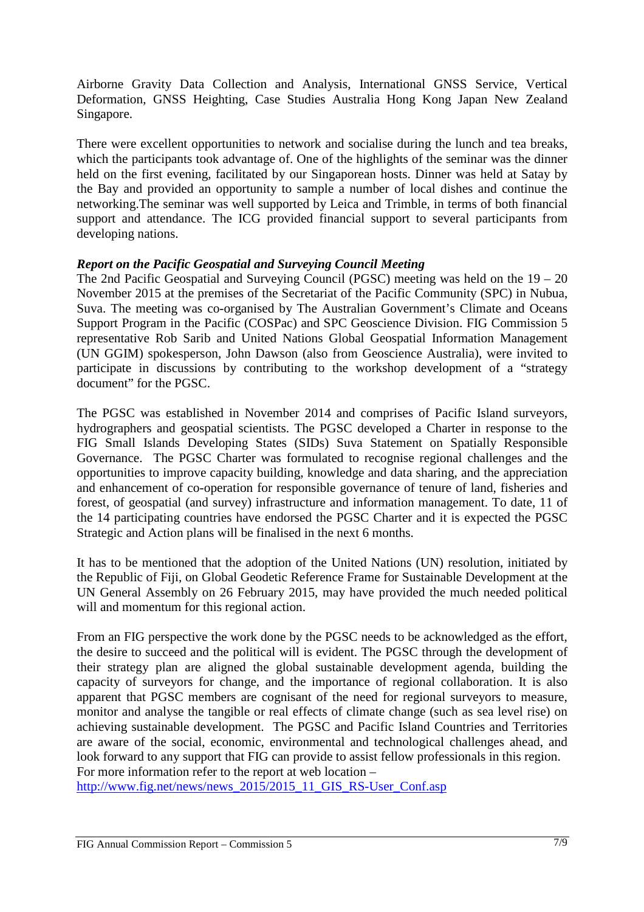Airborne Gravity Data Collection and Analysis, International GNSS Service, Vertical Deformation, GNSS Heighting, Case Studies Australia Hong Kong Japan New Zealand Singapore.

There were excellent opportunities to network and socialise during the lunch and tea breaks, which the participants took advantage of. One of the highlights of the seminar was the dinner held on the first evening, facilitated by our Singaporean hosts. Dinner was held at Satay by the Bay and provided an opportunity to sample a number of local dishes and continue the networking.The seminar was well supported by Leica and Trimble, in terms of both financial support and attendance. The ICG provided financial support to several participants from developing nations.

***Report on the Pacific Geospatial and Surveying Council Meeting***

The 2nd Pacific Geospatial and Surveying Council (PGSC) meeting was held on the 19 – 20 November 2015 at the premises of the Secretariat of the Pacific Community (SPC) in Nubua, Suva. The meeting was co-organised by The Australian Government's Climate and Oceans Support Program in the Pacific (COSPac) and SPC Geoscience Division. FIG Commission 5 representative Rob Sarib and United Nations Global Geospatial Information Management (UN GGIM) spokesperson, John Dawson (also from Geoscience Australia), were invited to participate in discussions by contributing to the workshop development of a "strategy document" for the PGSC.

The PGSC was established in November 2014 and comprises of Pacific Island surveyors, hydrographers and geospatial scientists. The PGSC developed a Charter in response to the FIG Small Islands Developing States (SIDs) Suva Statement on Spatially Responsible Governance. The PGSC Charter was formulated to recognise regional challenges and the opportunities to improve capacity building, knowledge and data sharing, and the appreciation and enhancement of co-operation for responsible governance of tenure of land, fisheries and forest, of geospatial (and survey) infrastructure and information management. To date, 11 of the 14 participating countries have endorsed the PGSC Charter and it is expected the PGSC Strategic and Action plans will be finalised in the next 6 months.

It has to be mentioned that the adoption of the United Nations (UN) resolution, initiated by the Republic of Fiji, on Global Geodetic Reference Frame for Sustainable Development at the UN General Assembly on 26 February 2015, may have provided the much needed political will and momentum for this regional action.

From an FIG perspective the work done by the PGSC needs to be acknowledged as the effort, the desire to succeed and the political will is evident. The PGSC through the development of their strategy plan are aligned the global sustainable development agenda, building the capacity of surveyors for change, and the importance of regional collaboration. It is also apparent that PGSC members are cognisant of the need for regional surveyors to measure, monitor and analyse the tangible or real effects of climate change (such as sea level rise) on achieving sustainable development. The PGSC and Pacific Island Countries and Territories are aware of the social, economic, environmental and technological challenges ahead, and look forward to any support that FIG can provide to assist fellow professionals in this region. For more information refer to the report at web location – http://www.fig.net/news/news_2015/2015_11_GIS_RS-User_Conf.asp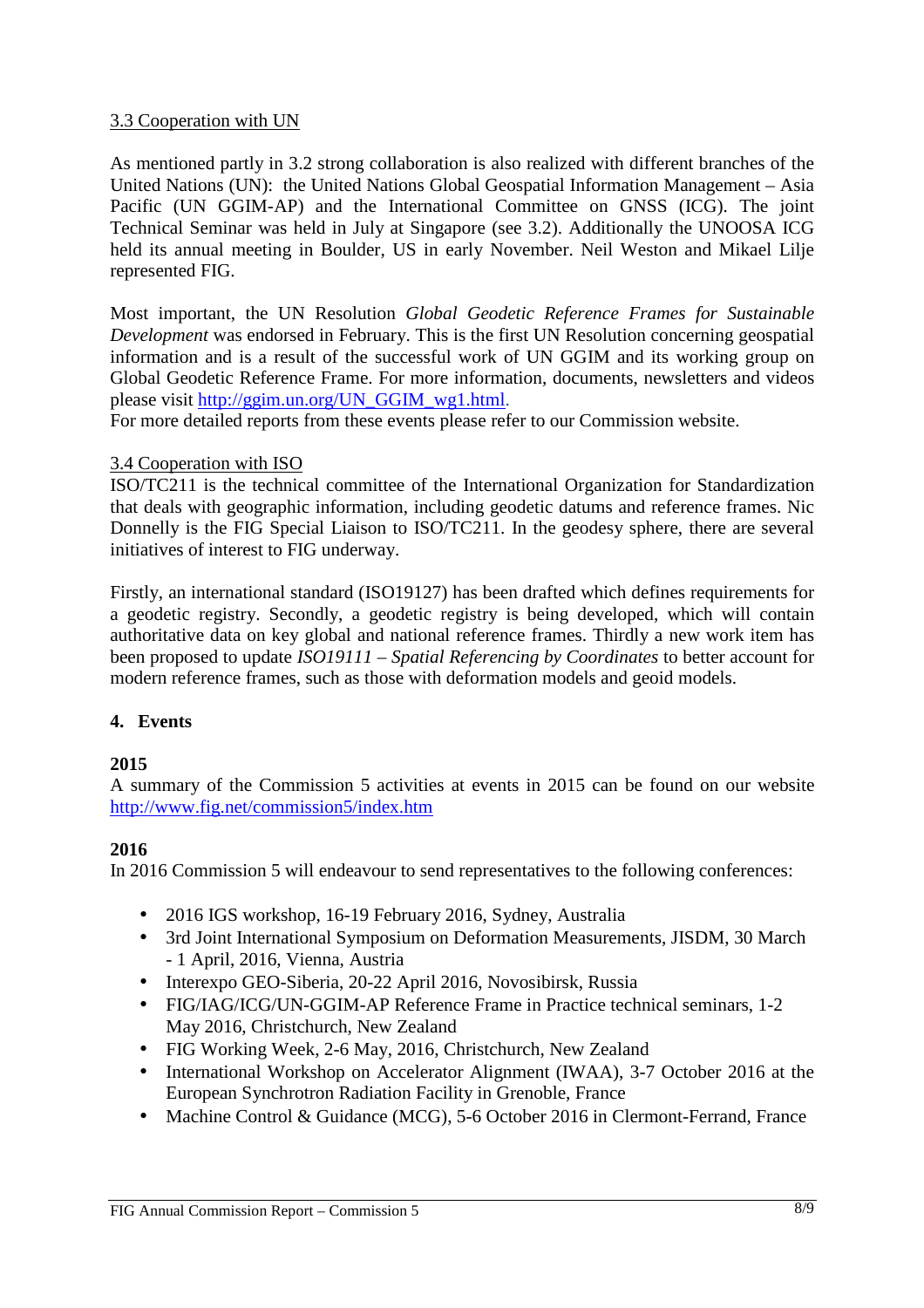### 3.3 Cooperation with UN

As mentioned partly in 3.2 strong collaboration is also realized with different branches of the United Nations (UN): the United Nations Global Geospatial Information Management – Asia Pacific (UN GGIM-AP) and the International Committee on GNSS (ICG). The joint Technical Seminar was held in July at Singapore (see 3.2). Additionally the UNOOSA ICG held its annual meeting in Boulder, US in early November. Neil Weston and Mikael Lilje represented FIG.

Most important, the UN Resolution *Global Geodetic Reference Frames for Sustainable Development* was endorsed in February. This is the first UN Resolution concerning geospatial information and is a result of the successful work of UN GGIM and its working group on Global Geodetic Reference Frame. For more information, documents, newsletters and videos please visit http://ggim.un.org/UN_GGIM_wg1.html.
For more detailed reports from these events please refer to our Commission website.

### 3.4 Cooperation with ISO

ISO/TC211 is the technical committee of the International Organization for Standardization that deals with geographic information, including geodetic datums and reference frames. Nic Donnelly is the FIG Special Liaison to ISO/TC211. In the geodesy sphere, there are several initiatives of interest to FIG underway.

Firstly, an international standard (ISO19127) has been drafted which defines requirements for a geodetic registry. Secondly, a geodetic registry is being developed, which will contain authoritative data on key global and national reference frames. Thirdly a new work item has been proposed to update *ISO19111 – Spatial Referencing by Coordinates* to better account for modern reference frames, such as those with deformation models and geoid models.

## 4. Events

**2015**

A summary of the Commission 5 activities at events in 2015 can be found on our website http://www.fig.net/commission5/index.htm

**2016**

In 2016 Commission 5 will endeavour to send representatives to the following conferences:

- 2016 IGS workshop, 16-19 February 2016, Sydney, Australia
- 3rd Joint International Symposium on Deformation Measurements, JISDM, 30 March - 1 April, 2016, Vienna, Austria
- Interexpo GEO-Siberia, 20-22 April 2016, Novosibirsk, Russia
- FIG/IAG/ICG/UN-GGIM-AP Reference Frame in Practice technical seminars, 1-2 May 2016, Christchurch, New Zealand
- FIG Working Week, 2-6 May, 2016, Christchurch, New Zealand
- International Workshop on Accelerator Alignment (IWAA), 3-7 October 2016 at the European Synchrotron Radiation Facility in Grenoble, France
- Machine Control & Guidance (MCG), 5-6 October 2016 in Clermont-Ferrand, France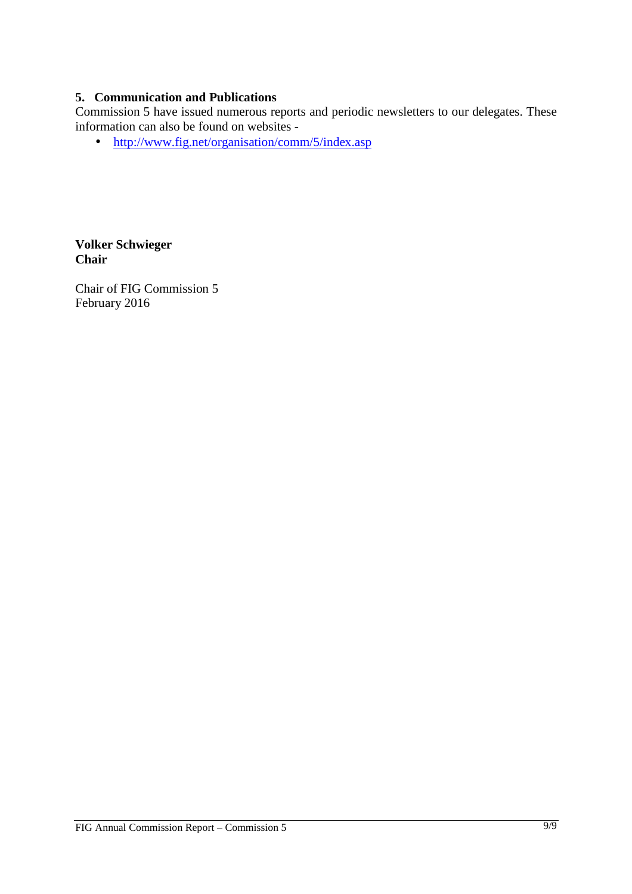## 5. Communication and Publications

Commission 5 have issued numerous reports and periodic newsletters to our delegates. These information can also be found on websites -

- http://www.fig.net/organisation/comm/5/index.asp

**Volker Schwieger**
**Chair**

Chair of FIG Commission 5
February 2016